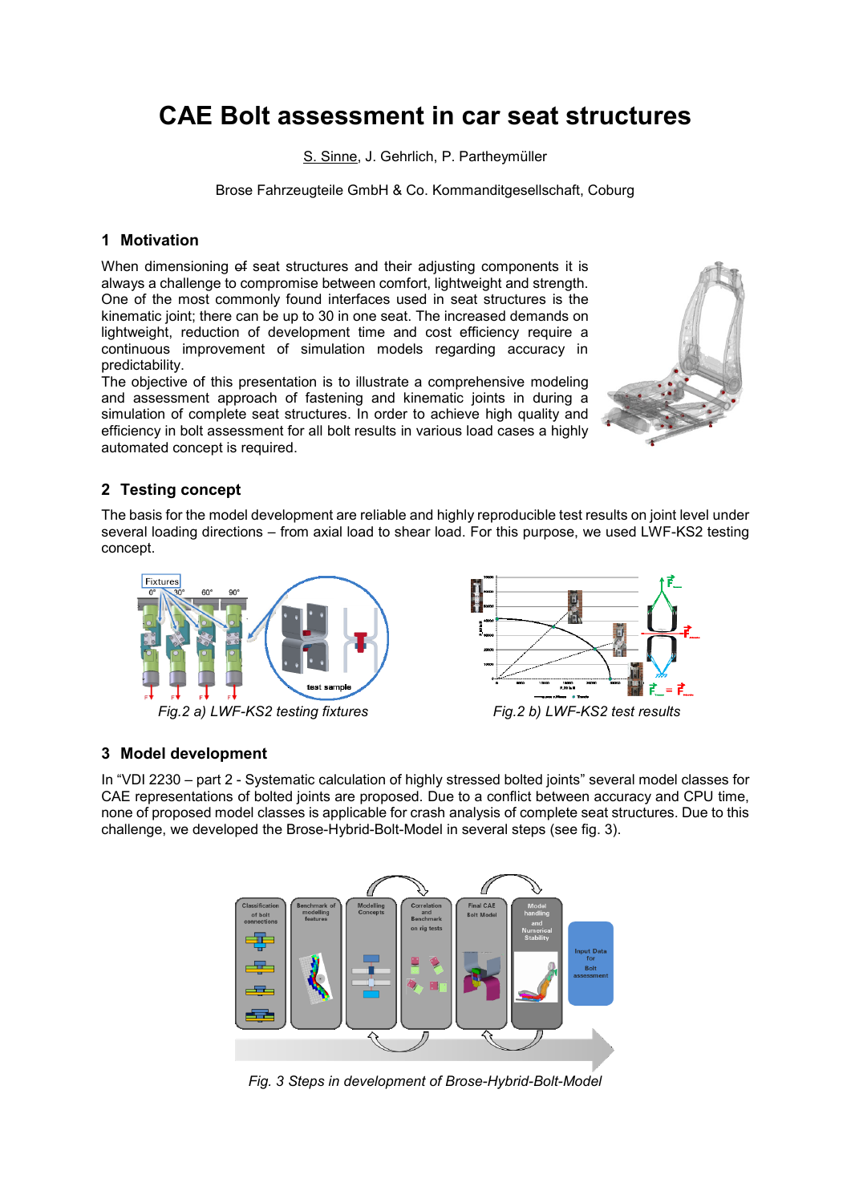# CAE Bolt assessment in car seat structures

S. Sinne, J. Gehrlich, P. Partheymüller

Brose Fahrzeugteile GmbH & Co. Kommanditgesellschaft, Coburg

## 1 Motivation

When dimensioning ~~of~~ seat structures and their adjusting components it is always a challenge to compromise between comfort, lightweight and strength. One of the most commonly found interfaces used in seat structures is the kinematic joint; there can be up to 30 in one seat. The increased demands on lightweight, reduction of development time and cost efficiency require a continuous improvement of simulation models regarding accuracy in predictability.

The objective of this presentation is to illustrate a comprehensive modeling and assessment approach of fastening and kinematic joints in during a simulation of complete seat structures. In order to achieve high quality and efficiency in bolt assessment for all bolt results in various load cases a highly automated concept is required.

## 2 Testing concept

The basis for the model development are reliable and highly reproducible test results on joint level under several loading directions – from axial load to shear load. For this purpose, we used LWF-KS2 testing concept.

*Fig.2 a) LWF-KS2 testing fixtures*

*Fig.2 b) LWF-KS2 test results*

## 3 Model development

In "VDI 2230 – part 2 - Systematic calculation of highly stressed bolted joints" several model classes for CAE representations of bolted joints are proposed. Due to a conflict between accuracy and CPU time, none of proposed model classes is applicable for crash analysis of complete seat structures. Due to this challenge, we developed the Brose-Hybrid-Bolt-Model in several steps (see fig. 3).

*Fig. 3 Steps in development of Brose-Hybrid-Bolt-Model*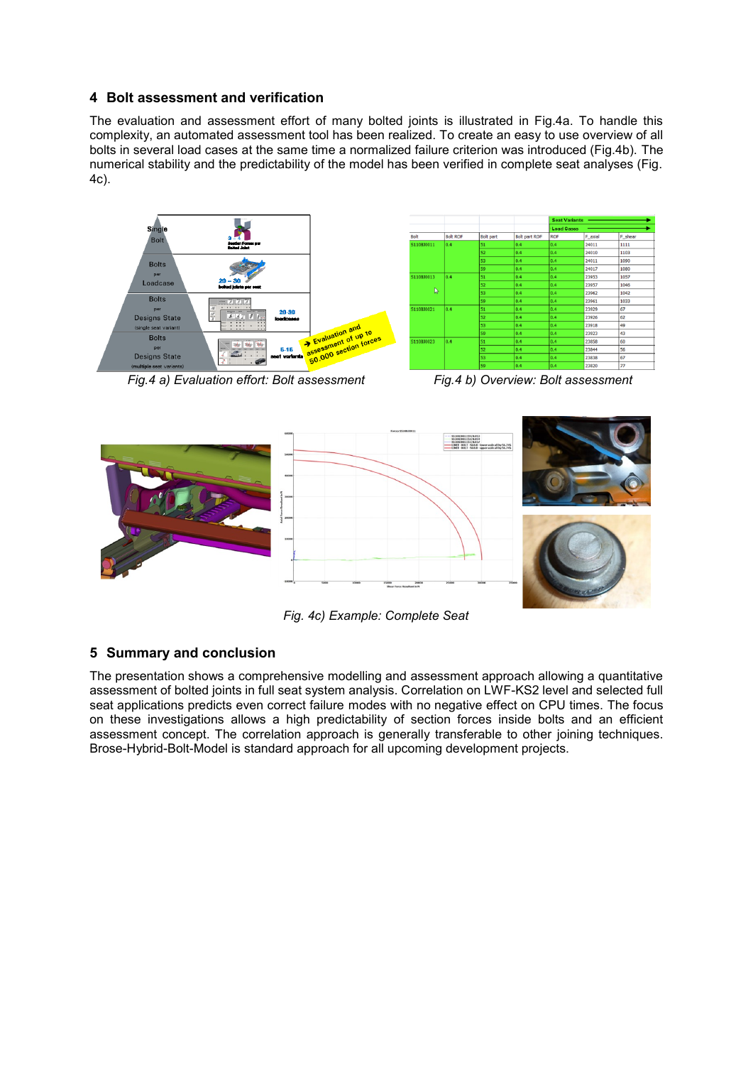## 4 Bolt assessment and verification

The evaluation and assessment effort of many bolted joints is illustrated in Fig.4a. To handle this complexity, an automated assessment tool has been realized. To create an easy to use overview of all bolts in several load cases at the same time a normalized failure criterion was introduced (Fig.4b). The numerical stability and the predictability of the model has been verified in complete seat analyses (Fig. 4c).

Fig.4 a) Evaluation effort: Bolt assessment

Fig.4 b) Overview: Bolt assessment

Fig. 4c) Example: Complete Seat

## 5 Summary and conclusion

The presentation shows a comprehensive modelling and assessment approach allowing a quantitative assessment of bolted joints in full seat system analysis. Correlation on LWF-KS2 level and selected full seat applications predicts even correct failure modes with no negative effect on CPU times. The focus on these investigations allows a high predictability of section forces inside bolts and an efficient assessment concept. The correlation approach is generally transferable to other joining techniques. Brose-Hybrid-Bolt-Model is standard approach for all upcoming development projects.